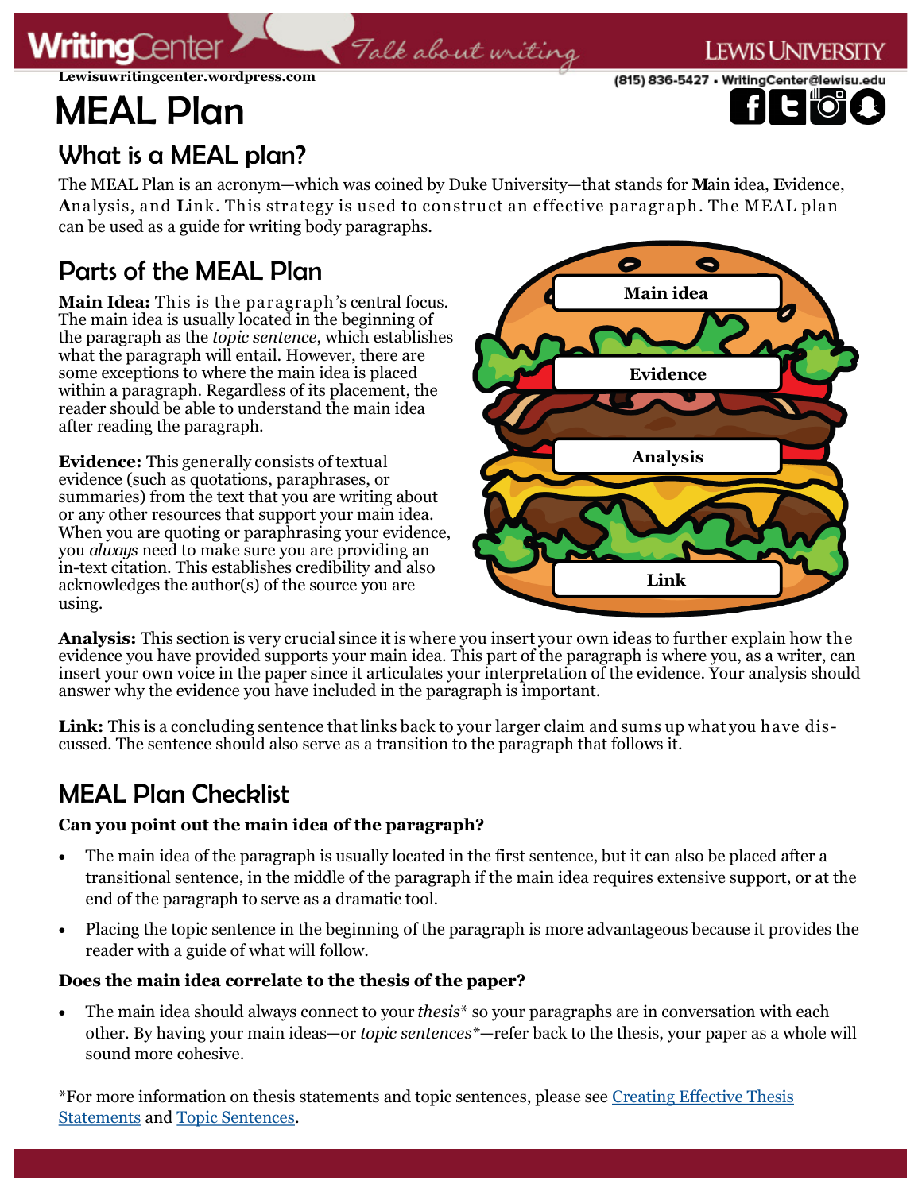# MEAL Plan

## What is a MEAL plan?

The MEAL Plan is an acronym—which was coined by Duke University—that stands for **M**ain idea, **E**vidence, **A**nalysis, and **L**ink. This strategy is used to construct an effective paragraph. The MEAL plan can be used as a guide for writing body paragraphs.

## Parts of the MEAL Plan

**Main Idea:** This is the paragraph's central focus. The main idea is usually located in the beginning of the paragraph as the *topic sentence*, which establishes what the paragraph will entail. However, there are some exceptions to where the main idea is placed within a paragraph. Regardless of its placement, the reader should be able to understand the main idea after reading the paragraph.

**Evidence:** This generally consists of textual evidence (such as quotations, paraphrases, or summaries) from the text that you are writing about or any other resources that support your main idea. When you are quoting or paraphrasing your evidence, you *always* need to make sure you are providing an in-text citation. This establishes credibility and also acknowledges the author(s) of the source you are using.

**Analysis:** This section is very crucial since it is where you insert your own ideas to further explain how the evidence you have provided supports your main idea. This part of the paragraph is where you, as a writer, can insert your own voice in the paper since it articulates your interpretation of the evidence. Your analysis should answer why the evidence you have included in the paragraph is important.

**Link:** This is a concluding sentence that links back to your larger claim and sums up what you have discussed. The sentence should also serve as a transition to the paragraph that follows it.

## MEAL Plan Checklist

**Can you point out the main idea of the paragraph?**

- The main idea of the paragraph is usually located in the first sentence, but it can also be placed after a transitional sentence, in the middle of the paragraph if the main idea requires extensive support, or at the end of the paragraph to serve as a dramatic tool.
- Placing the topic sentence in the beginning of the paragraph is more advantageous because it provides the reader with a guide of what will follow.

**Does the main idea correlate to the thesis of the paper?**

- The main idea should always connect to your *thesis*\* so your paragraphs are in conversation with each other. By having your main ideas—or *topic sentences*\*—refer back to the thesis, your paper as a whole will sound more cohesive.

\*For more information on thesis statements and topic sentences, please see Creating Effective Thesis Statements and Topic Sentences.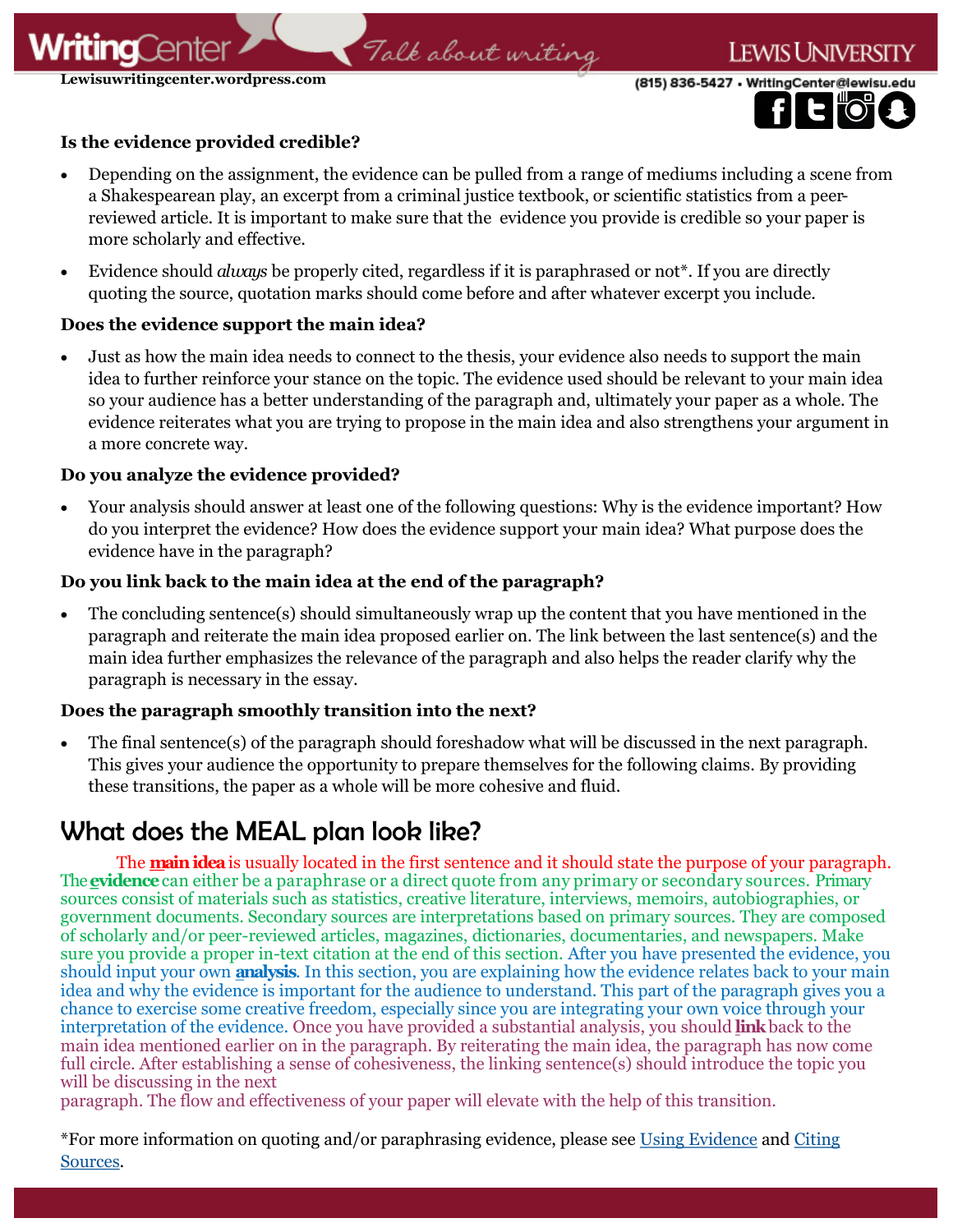**Is the evidence provided credible?**

- Depending on the assignment, the evidence can be pulled from a range of mediums including a scene from a Shakespearean play, an excerpt from a criminal justice textbook, or scientific statistics from a peer-reviewed article. It is important to make sure that the evidence you provide is credible so your paper is more scholarly and effective.
- Evidence should *always* be properly cited, regardless if it is paraphrased or not*. If you are directly quoting the source, quotation marks should come before and after whatever excerpt you include.

**Does the evidence support the main idea?**

- Just as how the main idea needs to connect to the thesis, your evidence also needs to support the main idea to further reinforce your stance on the topic. The evidence used should be relevant to your main idea so your audience has a better understanding of the paragraph and, ultimately your paper as a whole. The evidence reiterates what you are trying to propose in the main idea and also strengthens your argument in a more concrete way.

**Do you analyze the evidence provided?**

- Your analysis should answer at least one of the following questions: Why is the evidence important? How do you interpret the evidence? How does the evidence support your main idea? What purpose does the evidence have in the paragraph?

**Do you link back to the main idea at the end of the paragraph?**

- The concluding sentence(s) should simultaneously wrap up the content that you have mentioned in the paragraph and reiterate the main idea proposed earlier on. The link between the last sentence(s) and the main idea further emphasizes the relevance of the paragraph and also helps the reader clarify why the paragraph is necessary in the essay.

**Does the paragraph smoothly transition into the next?**

- The final sentence(s) of the paragraph should foreshadow what will be discussed in the next paragraph. This gives your audience the opportunity to prepare themselves for the following claims. By providing these transitions, the paper as a whole will be more cohesive and fluid.

## What does the MEAL plan look like?

The **main idea** is usually located in the first sentence and it should state the purpose of your paragraph. The **evidence** can either be a paraphrase or a direct quote from any primary or secondary sources. Primary sources consist of materials such as statistics, creative literature, interviews, memoirs, autobiographies, or government documents. Secondary sources are interpretations based on primary sources. They are composed of scholarly and/or peer-reviewed articles, magazines, dictionaries, documentaries, and newspapers. Make sure you provide a proper in-text citation at the end of this section. After you have presented the evidence, you should input your own **analysis**. In this section, you are explaining how the evidence relates back to your main idea and why the evidence is important for the audience to understand. This part of the paragraph gives you a chance to exercise some creative freedom, especially since you are integrating your own voice through your interpretation of the evidence. Once you have provided a substantial analysis, you should **link** back to the main idea mentioned earlier on in the paragraph. By reiterating the main idea, the paragraph has now come full circle. After establishing a sense of cohesiveness, the linking sentence(s) should introduce the topic you will be discussing in the next paragraph. The flow and effectiveness of your paper will elevate with the help of this transition.

*For more information on quoting and/or paraphrasing evidence, please see Using Evidence and Citing Sources.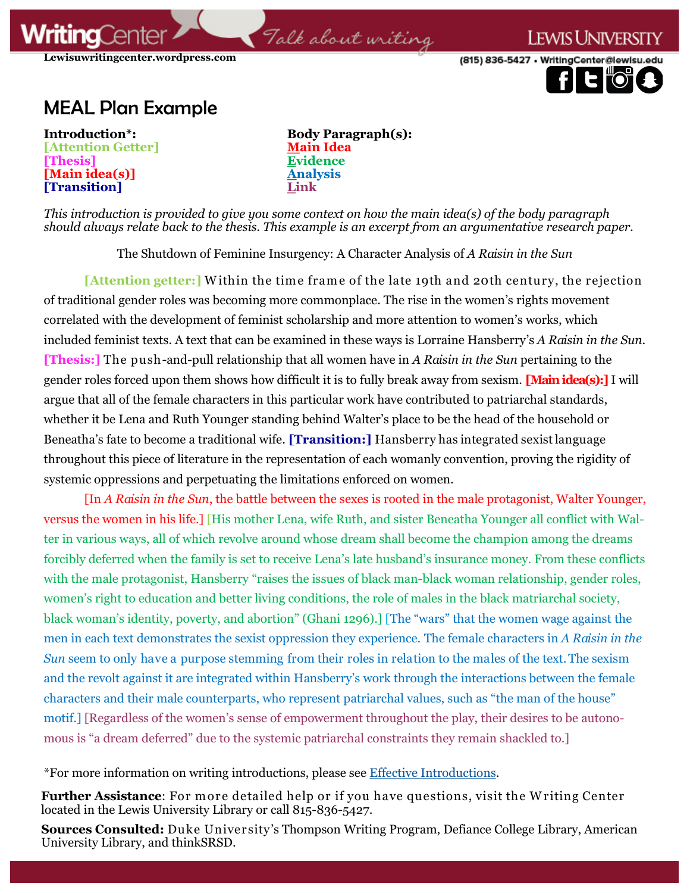# MEAL Plan Example

**Introduction*:**
**[Attention Getter]**
**[Thesis]**
**[Main idea(s)]**
**[Transition]**

**Body Paragraph(s):**
**Main Idea**
**Evidence**
**Analysis**
**Link**

*This introduction is provided to give you some context on how the main idea(s) of the body paragraph should always relate back to the thesis. This example is an excerpt from an argumentative research paper.*

The Shutdown of Feminine Insurgency: A Character Analysis of *A Raisin in the Sun*

**[Attention getter:]** Within the time frame of the late 19th and 20th century, the rejection of traditional gender roles was becoming more commonplace. The rise in the women's rights movement correlated with the development of feminist scholarship and more attention to women's works, which included feminist texts. A text that can be examined in these ways is Lorraine Hansberry's *A Raisin in the Sun*. **[Thesis:]** The push-and-pull relationship that all women have in *A Raisin in the Sun* pertaining to the gender roles forced upon them shows how difficult it is to fully break away from sexism. **[Main idea(s):]** I will argue that all of the female characters in this particular work have contributed to patriarchal standards, whether it be Lena and Ruth Younger standing behind Walter's place to be the head of the household or Beneatha's fate to become a traditional wife. **[Transition:]** Hansberry has integrated sexist language throughout this piece of literature in the representation of each womanly convention, proving the rigidity of systemic oppressions and perpetuating the limitations enforced on women.

[In *A Raisin in the Sun*, the battle between the sexes is rooted in the male protagonist, Walter Younger, versus the women in his life.] [His mother Lena, wife Ruth, and sister Beneatha Younger all conflict with Walter in various ways, all of which revolve around whose dream shall become the champion among the dreams forcibly deferred when the family is set to receive Lena's late husband's insurance money. From these conflicts with the male protagonist, Hansberry "raises the issues of black man-black woman relationship, gender roles, women's right to education and better living conditions, the role of males in the black matriarchal society, black woman's identity, poverty, and abortion" (Ghani 1296).] [The "wars" that the women wage against the men in each text demonstrates the sexist oppression they experience. The female characters in *A Raisin in the Sun* seem to only have a purpose stemming from their roles in relation to the males of the text. The sexism and the revolt against it are integrated within Hansberry's work through the interactions between the female characters and their male counterparts, who represent patriarchal values, such as "the man of the house" motif.] [Regardless of the women's sense of empowerment throughout the play, their desires to be autonomous is "a dream deferred" due to the systemic patriarchal constraints they remain shackled to.]

*For more information on writing introductions, please see Effective Introductions.

**Further Assistance**: For more detailed help or if you have questions, visit the Writing Center located in the Lewis University Library or call 815-836-5427.

**Sources Consulted:** Duke University's Thompson Writing Program, Defiance College Library, American University Library, and thinkSRSD.